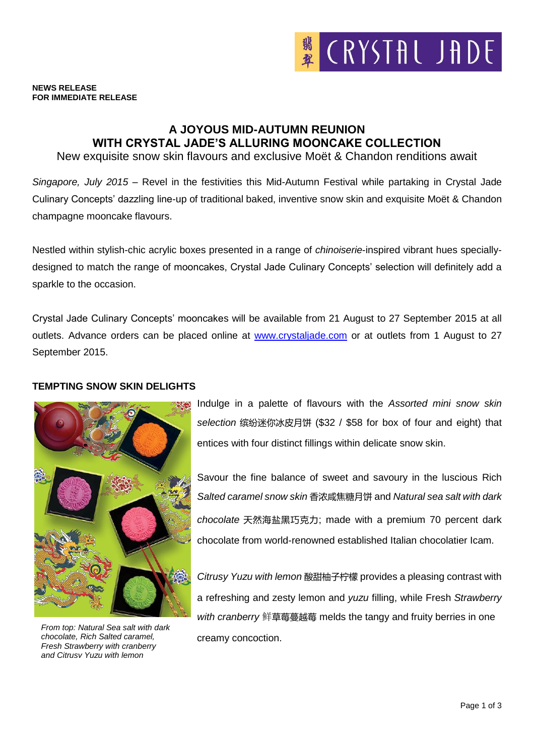**NEWS RELEASE**
**FOR IMMEDIATE RELEASE**

# A JOYOUS MID-AUTUMN REUNION WITH CRYSTAL JADE'S ALLURING MOONCAKE COLLECTION

New exquisite snow skin flavours and exclusive Moët & Chandon renditions await

*Singapore, July 2015* – Revel in the festivities this Mid-Autumn Festival while partaking in Crystal Jade Culinary Concepts' dazzling line-up of traditional baked, inventive snow skin and exquisite Moët & Chandon champagne mooncake flavours.

Nestled within stylish-chic acrylic boxes presented in a range of *chinoiserie*-inspired vibrant hues specially-designed to match the range of mooncakes, Crystal Jade Culinary Concepts' selection will definitely add a sparkle to the occasion.

Crystal Jade Culinary Concepts' mooncakes will be available from 21 August to 27 September 2015 at all outlets. Advance orders can be placed online at [www.crystaljade.com](http://www.crystaljade.com) or at outlets from 1 August to 27 September 2015.

## TEMPTING SNOW SKIN DELIGHTS

Indulge in a palette of flavours with the *Assorted mini snow skin selection* 缤纷迷你冰皮月饼 ($32 / $58 for box of four and eight) that entices with four distinct fillings within delicate snow skin.

Savour the fine balance of sweet and savoury in the luscious Rich *Salted caramel snow skin* 香浓咸焦糖月饼 and *Natural sea salt with dark chocolate* 天然海盐黑巧克力; made with a premium 70 percent dark chocolate from world-renowned established Italian chocolatier Icam.

*Citrusy Yuzu with lemon* 酸甜柚子柠檬 provides a pleasing contrast with a refreshing and zesty lemon and *yuzu* filling, while Fresh *Strawberry with cranberry* 鲜草莓蔓越莓 melds the tangy and fruity berries in one creamy concoction.

*From top: Natural Sea salt with dark chocolate, Rich Salted caramel, Fresh Strawberry with cranberry and Citrusy Yuzu with lemon*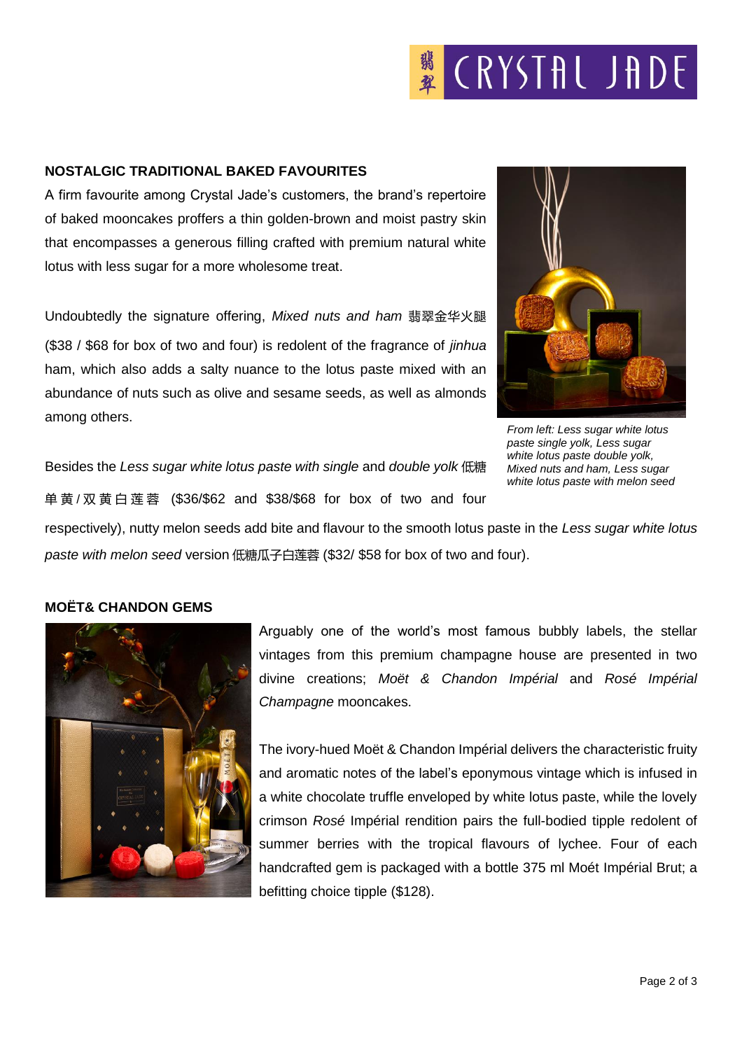## NOSTALGIC TRADITIONAL BAKED FAVOURITES

A firm favourite among Crystal Jade's customers, the brand's repertoire of baked mooncakes proffers a thin golden-brown and moist pastry skin that encompasses a generous filling crafted with premium natural white lotus with less sugar for a more wholesome treat.

Undoubtedly the signature offering, *Mixed nuts and ham* 翡翠金华火腿 ($38 / $68 for box of two and four) is redolent of the fragrance of *jinhua* ham, which also adds a salty nuance to the lotus paste mixed with an abundance of nuts such as olive and sesame seeds, as well as almonds among others.

*From left: Less sugar white lotus paste single yolk, Less sugar white lotus paste double yolk, Mixed nuts and ham, Less sugar white lotus paste with melon seed*

Besides the *Less sugar white lotus paste with single* and *double yolk* 低糖单黄/双黄白莲蓉 ($36/$62 and $38/$68 for box of two and four respectively), nutty melon seeds add bite and flavour to the smooth lotus paste in the *Less sugar white lotus paste with melon seed* version 低糖瓜子白莲蓉 ($32/ $58 for box of two and four).

## MOËT& CHANDON GEMS

Arguably one of the world's most famous bubbly labels, the stellar vintages from this premium champagne house are presented in two divine creations; *Moët & Chandon Impérial* and *Rosé Impérial Champagne* mooncakes.

The ivory-hued Moët & Chandon Impérial delivers the characteristic fruity and aromatic notes of the label's eponymous vintage which is infused in a white chocolate truffle enveloped by white lotus paste, while the lovely crimson *Rosé* Impérial rendition pairs the full-bodied tipple redolent of summer berries with the tropical flavours of lychee. Four of each handcrafted gem is packaged with a bottle 375 ml Moét Impérial Brut; a befitting choice tipple ($128).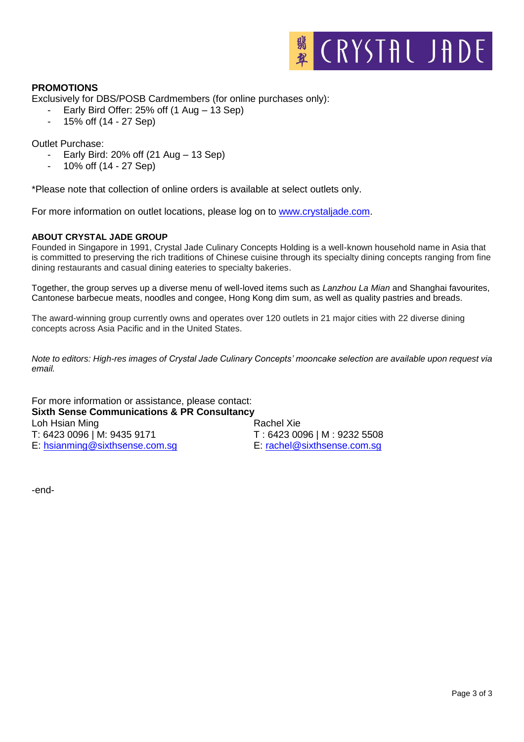**PROMOTIONS**

Exclusively for DBS/POSB Cardmembers (for online purchases only):

- Early Bird Offer: 25% off (1 Aug – 13 Sep)
- 15% off (14 - 27 Sep)

Outlet Purchase:

- Early Bird: 20% off (21 Aug – 13 Sep)
- 10% off (14 - 27 Sep)

*Please note that collection of online orders is available at select outlets only.

For more information on outlet locations, please log on to [www.crystaljade.com](http://www.crystaljade.com).

**ABOUT CRYSTAL JADE GROUP**

Founded in Singapore in 1991, Crystal Jade Culinary Concepts Holding is a well-known household name in Asia that is committed to preserving the rich traditions of Chinese cuisine through its specialty dining concepts ranging from fine dining restaurants and casual dining eateries to specialty bakeries.

Together, the group serves up a diverse menu of well-loved items such as *Lanzhou La Mian* and Shanghai favourites, Cantonese barbecue meats, noodles and congee, Hong Kong dim sum, as well as quality pastries and breads.

The award-winning group currently owns and operates over 120 outlets in 21 major cities with 22 diverse dining concepts across Asia Pacific and in the United States.

*Note to editors: High-res images of Crystal Jade Culinary Concepts' mooncake selection are available upon request via email.*

For more information or assistance, please contact:

**Sixth Sense Communications & PR Consultancy**

Loh Hsian Ming
T: 6423 0096 | M: 9435 9171
E: hsianming@sixthsense.com.sg

Rachel Xie
T : 6423 0096 | M : 9232 5508
E: rachel@sixthsense.com.sg

-end-